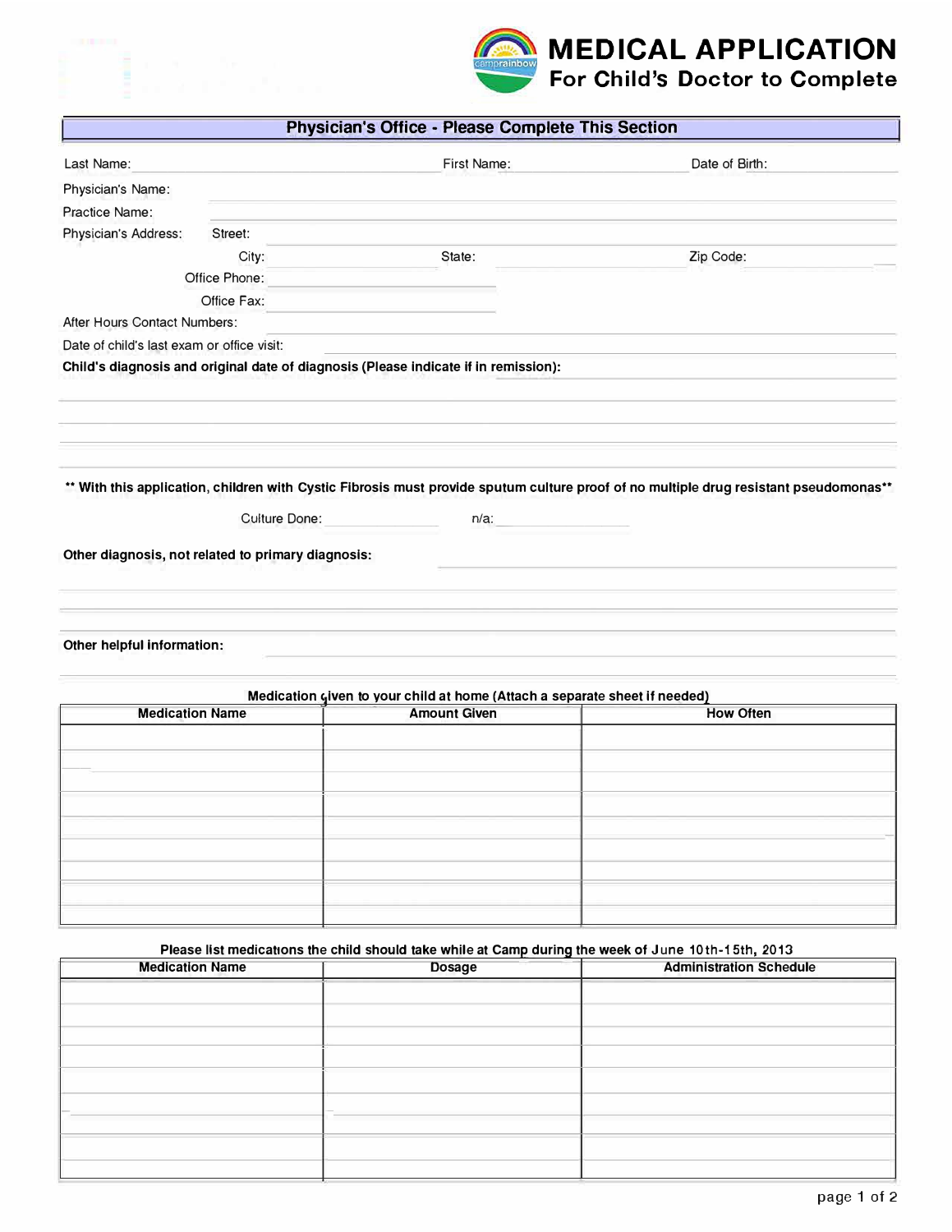# MEDICAL APPLICATION

## For Child's Doctor to Complete

### Physician's Office - Please Complete This Section

Last Name: ______________________ First Name: ______________________ Date of Birth: ______________________

Physician's Name: ______________________

Practice Name: ______________________

Physician's Address: Street: ______________________

City: ______________________ State: ______________________ Zip Code: ______________________

Office Phone: ______________________

Office Fax: ______________________

After Hours Contact Numbers: ______________________

Date of child's last exam or office visit: ______________________

**Child's diagnosis and original date of diagnosis (Please indicate if in remission):**

______________________

______________________

______________________

**** With this application, children with Cystic Fibrosis must provide sputum culture proof of no multiple drug resistant pseudomonas****

Culture Done: ______________________ n/a: ______________________

**Other diagnosis, not related to primary diagnosis:**

______________________

______________________

______________________

**Other helpful information:**

______________________

______________________

**Medication given to your child at home (Attach a separate sheet if needed)**

| Medication Name | Amount Given | How Often |
|---|---|---|
| | | |
| | | |
| | | |
| | | |
| | | |
| | | |
| | | |
| | | |

**Please list medications the child should take while at Camp during the week of June 10th-15th, 2013**

| Medication Name | Dosage | Administration Schedule |
|---|---|---|
| | | |
| | | |
| | | |
| | | |
| | | |
| | | |
| | | |
| | | |
| | | |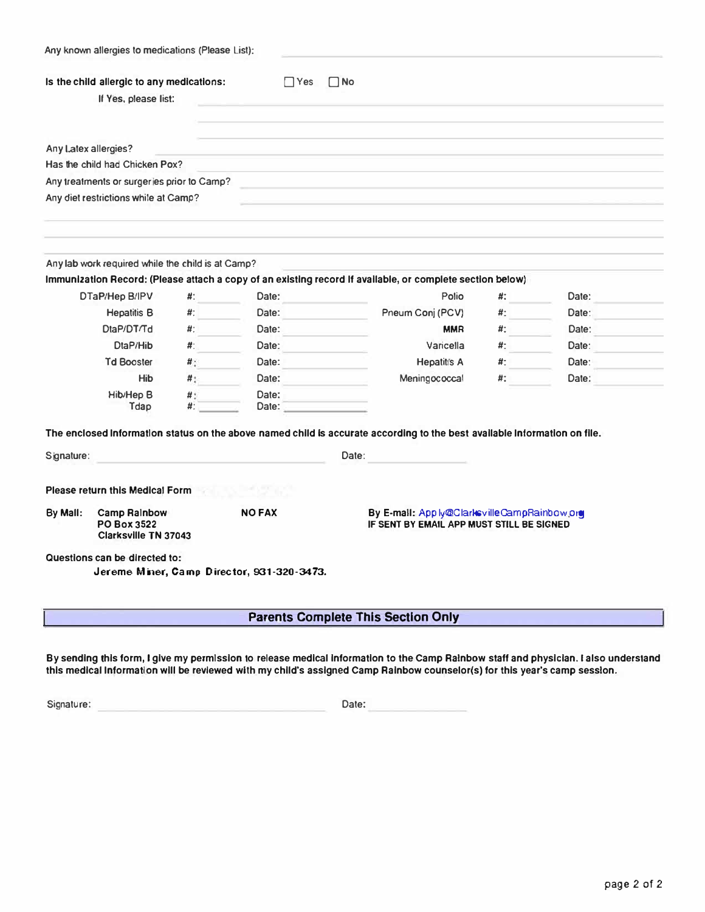Any known allergies to medications (Please List): ______________________________

**Is the child allergic to any medications:** ☐ Yes ☐ No

If Yes, please list: ______________________________

Any Latex allergies? ______________________________

Has the child had Chicken Pox? ______________________________

Any treatments or surgeries prior to Camp? ______________________________

Any diet restrictions while at Camp? ______________________________

Any lab work required while the child is at Camp? ______________________________

**Immunization Record: (Please attach a copy of an existing record if available, or complete section below)**

| | | | | | |
|---|---|---|---|---|---|
| DTaP/Hep B/IPV | #: | Date: | Polio | #: | Date: |
| Hepatitis B | #: | Date: | Pneum Conj (PCV) | #: | Date: |
| DtaP/DT/Td | #: | Date: | **MMR** | #: | Date: |
| DtaP/Hib | #: | Date: | Varicella | #: | Date: |
| Td Booster | #: | Date: | Hepatitis A | #: | Date: |
| Hib | #: | Date: | Meningococcal | #: | Date: |
| Hib/Hep B | #: | Date: | | | |
| Tdap | #: | Date: | | | |

**The enclosed information status on the above named child is accurate according to the best available information on file.**

Signature: ______________________________ Date: ______________

**Please return this Medical Form**

**By Mail:** **Camp Rainbow**
**PO Box 3522**
**Clarksville TN 37043**

**NO FAX**

**By E-mail:** Apply@ClarksvilleCampRainbow.org
**IF SENT BY EMAIL APP MUST STILL BE SIGNED**

**Questions can be directed to:**

**Jereme Miner, Camp Director, 931-320-3473.**

## Parents Complete This Section Only

**By sending this form, I give my permission to release medical information to the Camp Rainbow staff and physician. I also understand this medical information will be reviewed with my child's assigned Camp Rainbow counselor(s) for this year's camp session.**

Signature: ______________________________ Date: ______________